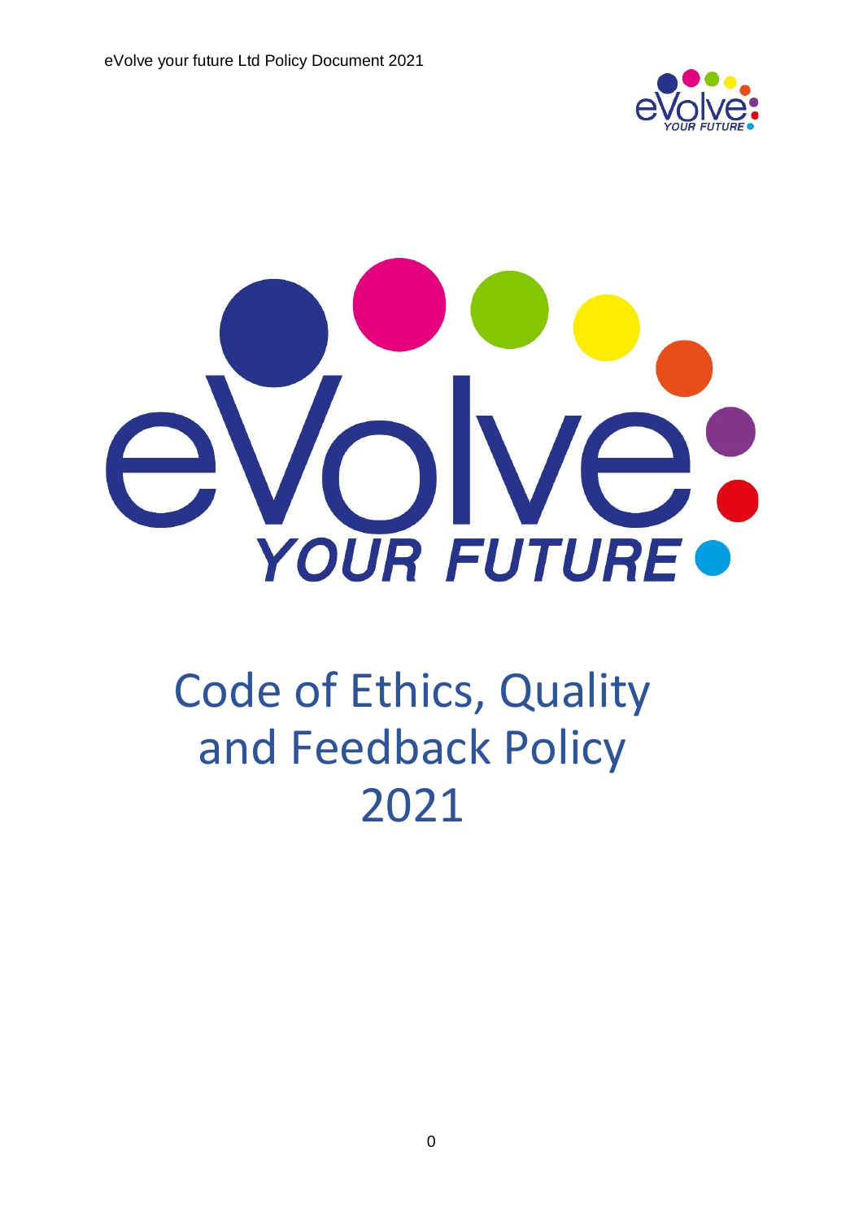# Code of Ethics, Quality and Feedback Policy 2021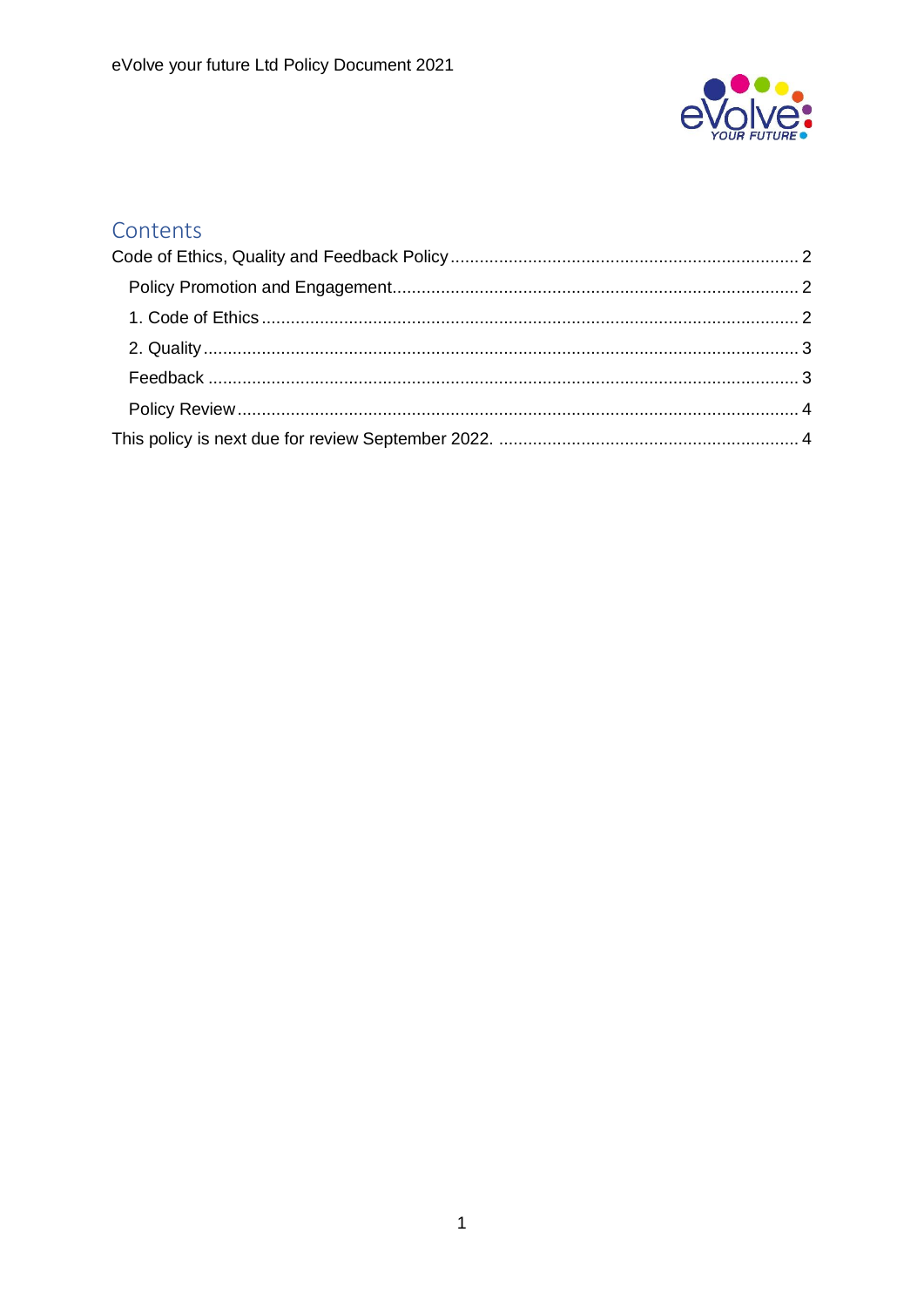## Contents

Code of Ethics, Quality and Feedback Policy ........................................................................ 2

Policy Promotion and Engagement.................................................................................... 2

1. Code of Ethics .............................................................................................................. 2

2. Quality .......................................................................................................................... 3

Feedback ......................................................................................................................... 3

Policy Review .................................................................................................................... 4

This policy is next due for review September 2022. .............................................................. 4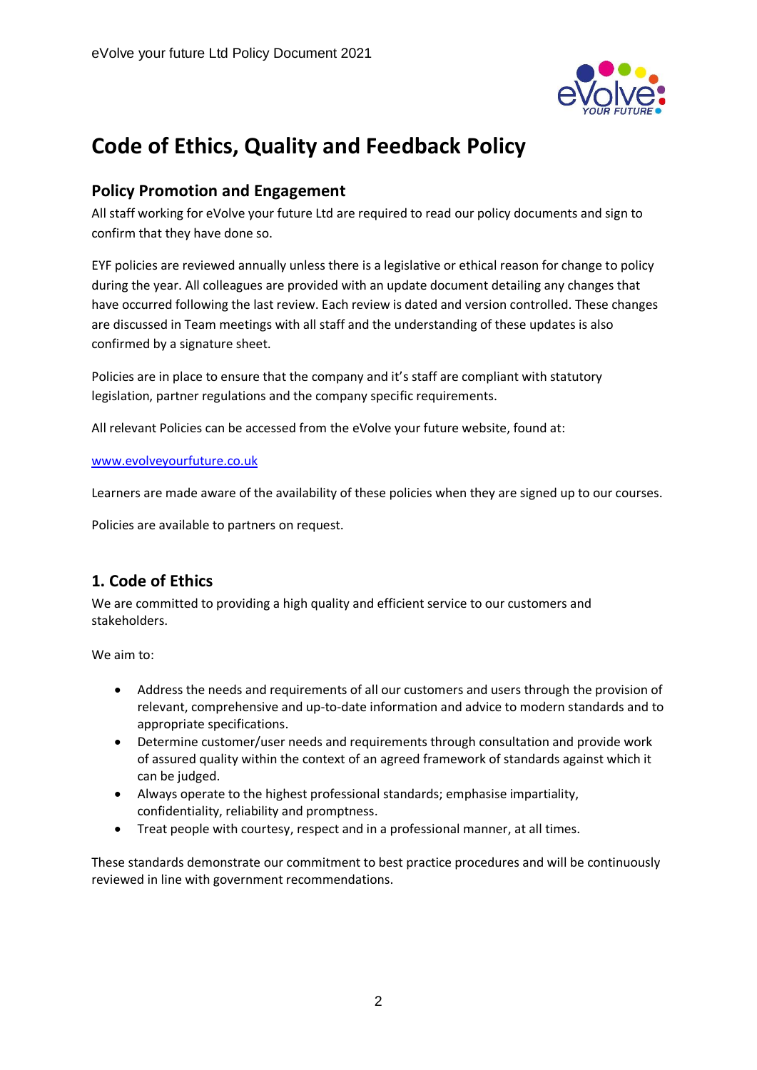# Code of Ethics, Quality and Feedback Policy

## Policy Promotion and Engagement

All staff working for eVolve your future Ltd are required to read our policy documents and sign to confirm that they have done so.

EYF policies are reviewed annually unless there is a legislative or ethical reason for change to policy during the year. All colleagues are provided with an update document detailing any changes that have occurred following the last review. Each review is dated and version controlled. These changes are discussed in Team meetings with all staff and the understanding of these updates is also confirmed by a signature sheet.

Policies are in place to ensure that the company and it's staff are compliant with statutory legislation, partner regulations and the company specific requirements.

All relevant Policies can be accessed from the eVolve your future website, found at:

[www.evolveyourfuture.co.uk](www.evolveyourfuture.co.uk)

Learners are made aware of the availability of these policies when they are signed up to our courses.

Policies are available to partners on request.

## 1. Code of Ethics

We are committed to providing a high quality and efficient service to our customers and stakeholders.

We aim to:

- Address the needs and requirements of all our customers and users through the provision of relevant, comprehensive and up-to-date information and advice to modern standards and to appropriate specifications.
- Determine customer/user needs and requirements through consultation and provide work of assured quality within the context of an agreed framework of standards against which it can be judged.
- Always operate to the highest professional standards; emphasise impartiality, confidentiality, reliability and promptness.
- Treat people with courtesy, respect and in a professional manner, at all times.

These standards demonstrate our commitment to best practice procedures and will be continuously reviewed in line with government recommendations.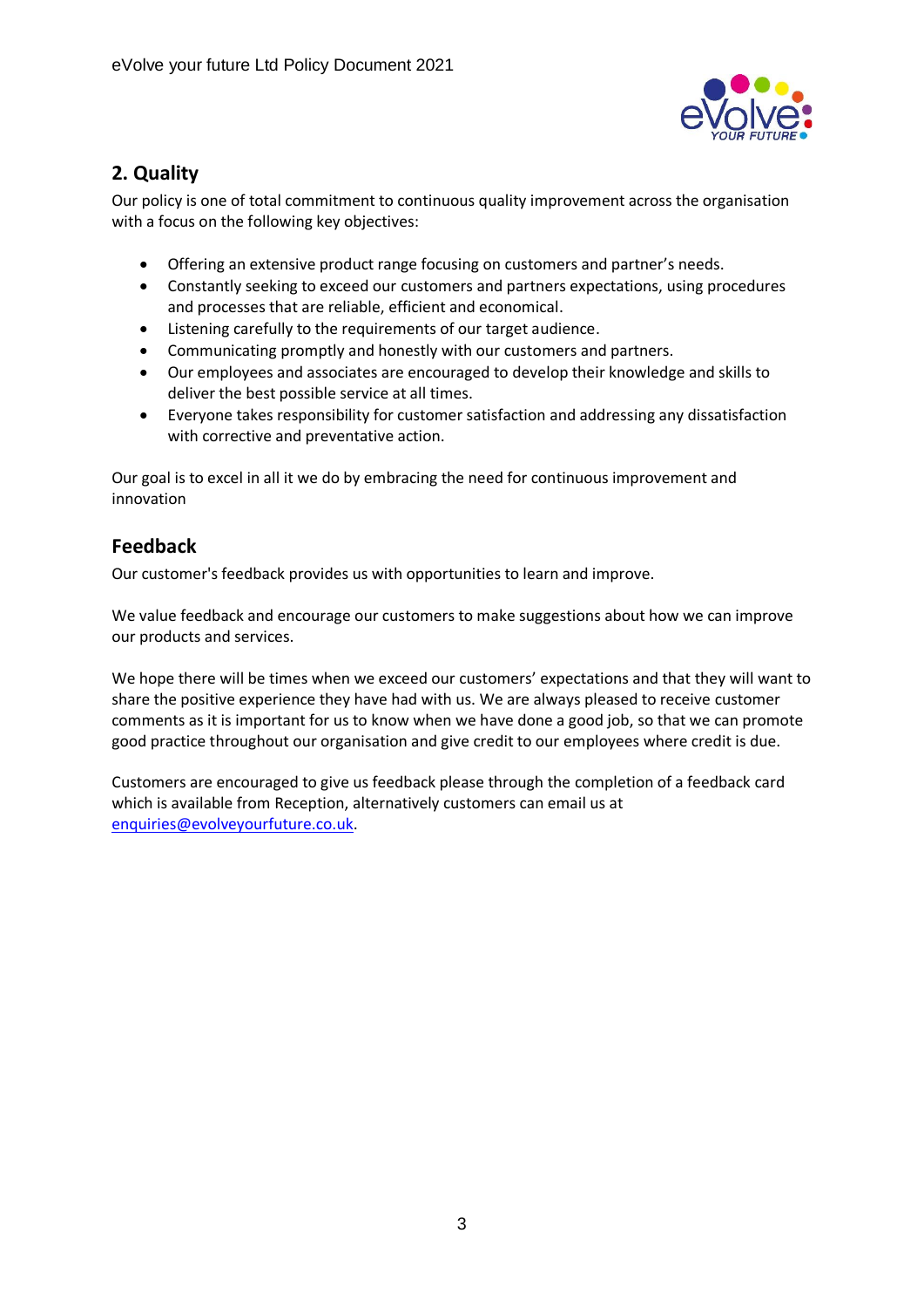## 2. Quality

Our policy is one of total commitment to continuous quality improvement across the organisation with a focus on the following key objectives:

- Offering an extensive product range focusing on customers and partner's needs.
- Constantly seeking to exceed our customers and partners expectations, using procedures and processes that are reliable, efficient and economical.
- Listening carefully to the requirements of our target audience.
- Communicating promptly and honestly with our customers and partners.
- Our employees and associates are encouraged to develop their knowledge and skills to deliver the best possible service at all times.
- Everyone takes responsibility for customer satisfaction and addressing any dissatisfaction with corrective and preventative action.

Our goal is to excel in all it we do by embracing the need for continuous improvement and innovation

## Feedback

Our customer's feedback provides us with opportunities to learn and improve.

We value feedback and encourage our customers to make suggestions about how we can improve our products and services.

We hope there will be times when we exceed our customers' expectations and that they will want to share the positive experience they have had with us. We are always pleased to receive customer comments as it is important for us to know when we have done a good job, so that we can promote good practice throughout our organisation and give credit to our employees where credit is due.

Customers are encouraged to give us feedback please through the completion of a feedback card which is available from Reception, alternatively customers can email us at enquiries@evolveyourfuture.co.uk.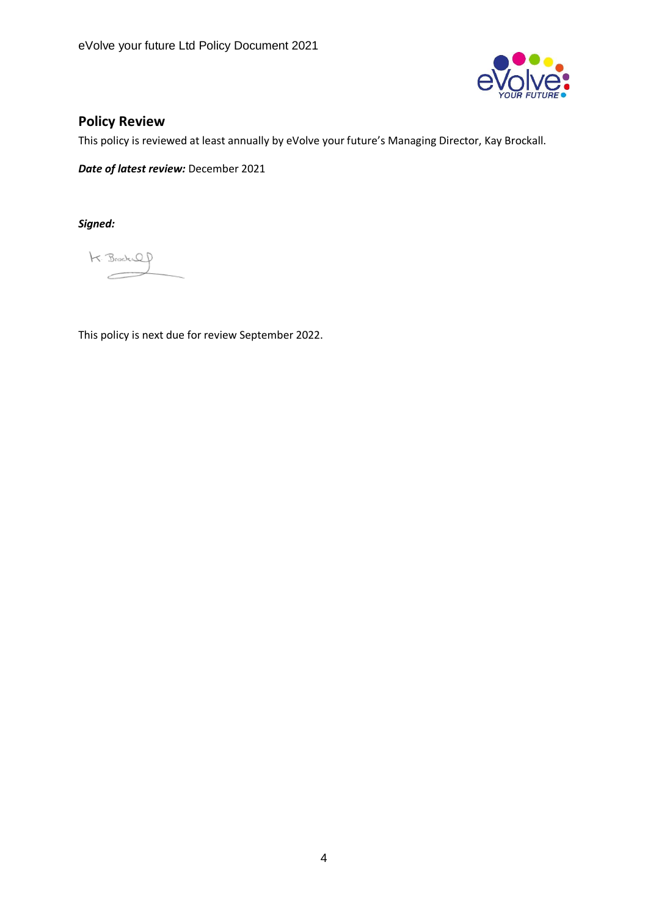## Policy Review

This policy is reviewed at least annually by eVolve your future's Managing Director, Kay Brockall.

***Date of latest review:*** December 2021

***Signed:***

This policy is next due for review September 2022.